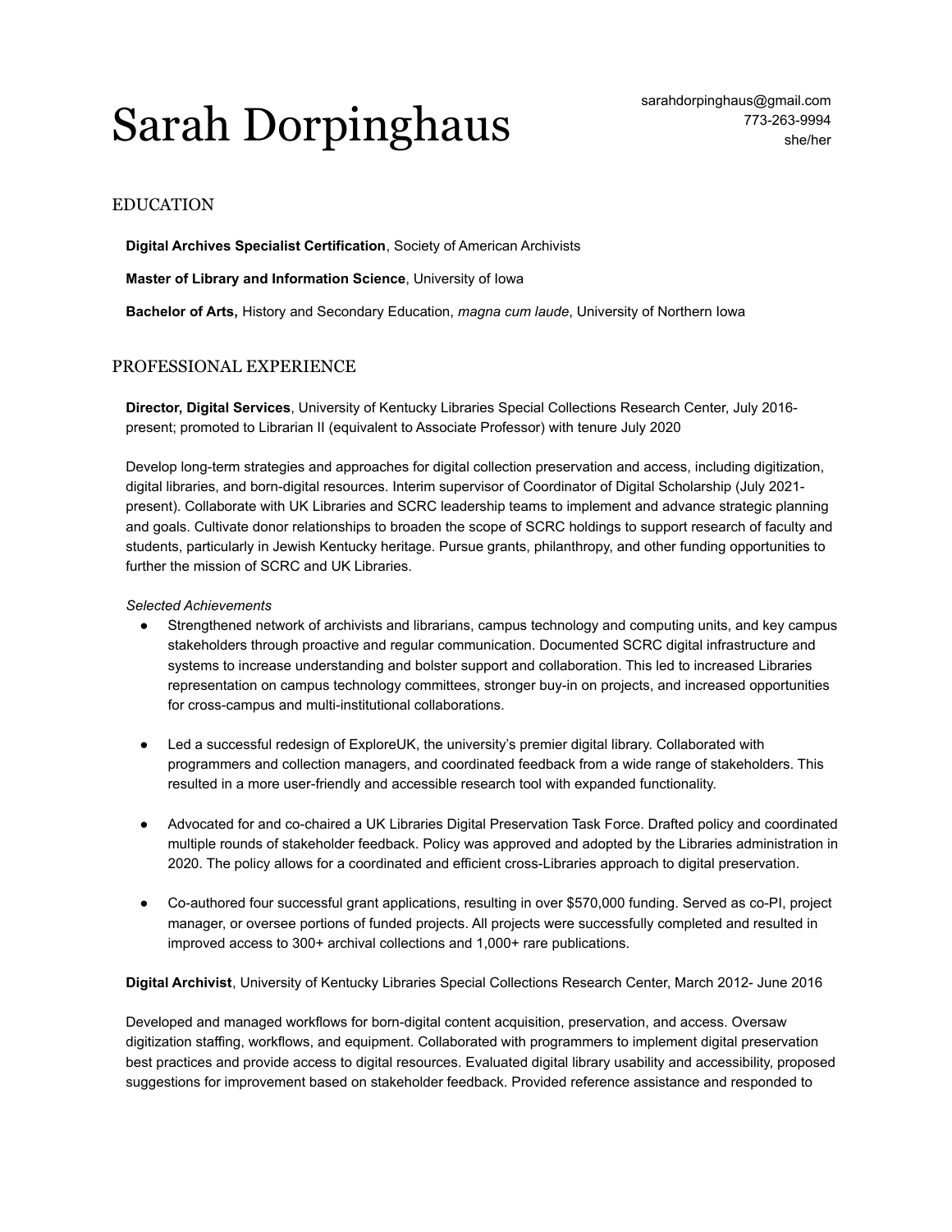# Sarah Dorpinghaus

sarahdorpinghaus@gmail.com
773-263-9994
she/her

## EDUCATION

**Digital Archives Specialist Certification**, Society of American Archivists

**Master of Library and Information Science**, University of Iowa

**Bachelor of Arts,** History and Secondary Education, *magna cum laude*, University of Northern Iowa

## PROFESSIONAL EXPERIENCE

**Director, Digital Services**, University of Kentucky Libraries Special Collections Research Center, July 2016-present; promoted to Librarian II (equivalent to Associate Professor) with tenure July 2020

Develop long-term strategies and approaches for digital collection preservation and access, including digitization, digital libraries, and born-digital resources. Interim supervisor of Coordinator of Digital Scholarship (July 2021-present). Collaborate with UK Libraries and SCRC leadership teams to implement and advance strategic planning and goals. Cultivate donor relationships to broaden the scope of SCRC holdings to support research of faculty and students, particularly in Jewish Kentucky heritage. Pursue grants, philanthropy, and other funding opportunities to further the mission of SCRC and UK Libraries.

*Selected Achievements*

- Strengthened network of archivists and librarians, campus technology and computing units, and key campus stakeholders through proactive and regular communication. Documented SCRC digital infrastructure and systems to increase understanding and bolster support and collaboration. This led to increased Libraries representation on campus technology committees, stronger buy-in on projects, and increased opportunities for cross-campus and multi-institutional collaborations.
- Led a successful redesign of ExploreUK, the university's premier digital library. Collaborated with programmers and collection managers, and coordinated feedback from a wide range of stakeholders. This resulted in a more user-friendly and accessible research tool with expanded functionality.
- Advocated for and co-chaired a UK Libraries Digital Preservation Task Force. Drafted policy and coordinated multiple rounds of stakeholder feedback. Policy was approved and adopted by the Libraries administration in 2020. The policy allows for a coordinated and efficient cross-Libraries approach to digital preservation.
- Co-authored four successful grant applications, resulting in over $570,000 funding. Served as co-PI, project manager, or oversee portions of funded projects. All projects were successfully completed and resulted in improved access to 300+ archival collections and 1,000+ rare publications.

**Digital Archivist**, University of Kentucky Libraries Special Collections Research Center, March 2012- June 2016

Developed and managed workflows for born-digital content acquisition, preservation, and access. Oversaw digitization staffing, workflows, and equipment. Collaborated with programmers to implement digital preservation best practices and provide access to digital resources. Evaluated digital library usability and accessibility, proposed suggestions for improvement based on stakeholder feedback. Provided reference assistance and responded to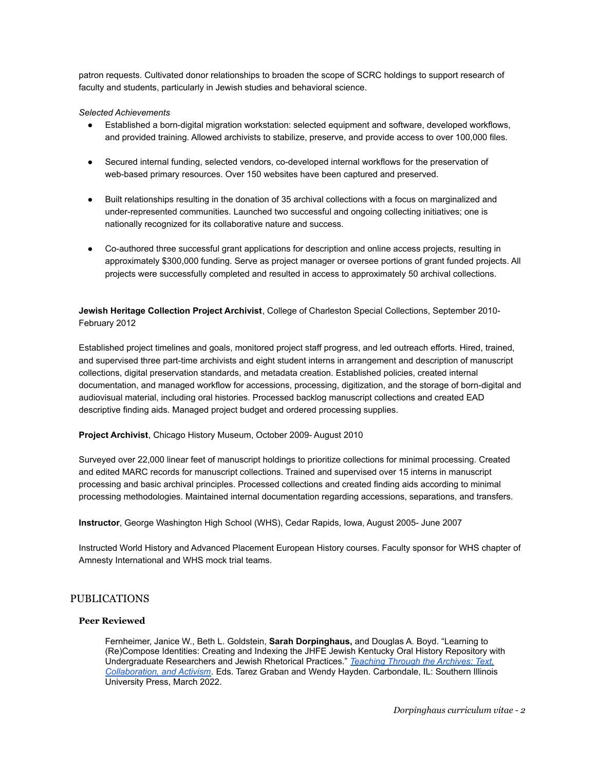patron requests. Cultivated donor relationships to broaden the scope of SCRC holdings to support research of faculty and students, particularly in Jewish studies and behavioral science.

*Selected Achievements*

- Established a born-digital migration workstation: selected equipment and software, developed workflows, and provided training. Allowed archivists to stabilize, preserve, and provide access to over 100,000 files.
- Secured internal funding, selected vendors, co-developed internal workflows for the preservation of web-based primary resources. Over 150 websites have been captured and preserved.
- Built relationships resulting in the donation of 35 archival collections with a focus on marginalized and under-represented communities. Launched two successful and ongoing collecting initiatives; one is nationally recognized for its collaborative nature and success.
- Co-authored three successful grant applications for description and online access projects, resulting in approximately $300,000 funding. Serve as project manager or oversee portions of grant funded projects. All projects were successfully completed and resulted in access to approximately 50 archival collections.

**Jewish Heritage Collection Project Archivist**, College of Charleston Special Collections, September 2010- February 2012

Established project timelines and goals, monitored project staff progress, and led outreach efforts. Hired, trained, and supervised three part-time archivists and eight student interns in arrangement and description of manuscript collections, digital preservation standards, and metadata creation. Established policies, created internal documentation, and managed workflow for accessions, processing, digitization, and the storage of born-digital and audiovisual material, including oral histories. Processed backlog manuscript collections and created EAD descriptive finding aids. Managed project budget and ordered processing supplies.

**Project Archivist**, Chicago History Museum, October 2009- August 2010

Surveyed over 22,000 linear feet of manuscript holdings to prioritize collections for minimal processing. Created and edited MARC records for manuscript collections. Trained and supervised over 15 interns in manuscript processing and basic archival principles. Processed collections and created finding aids according to minimal processing methodologies. Maintained internal documentation regarding accessions, separations, and transfers.

**Instructor**, George Washington High School (WHS), Cedar Rapids, Iowa, August 2005- June 2007

Instructed World History and Advanced Placement European History courses. Faculty sponsor for WHS chapter of Amnesty International and WHS mock trial teams.

## PUBLICATIONS

### Peer Reviewed

Fernheimer, Janice W., Beth L. Goldstein, **Sarah Dorpinghaus,** and Douglas A. Boyd. "Learning to (Re)Compose Identities: Creating and Indexing the JHFE Jewish Kentucky Oral History Repository with Undergraduate Researchers and Jewish Rhetorical Practices." *Teaching Through the Archives: Text, Collaboration, and Activism*. Eds. Tarez Graban and Wendy Hayden. Carbondale, IL: Southern Illinois University Press, March 2022.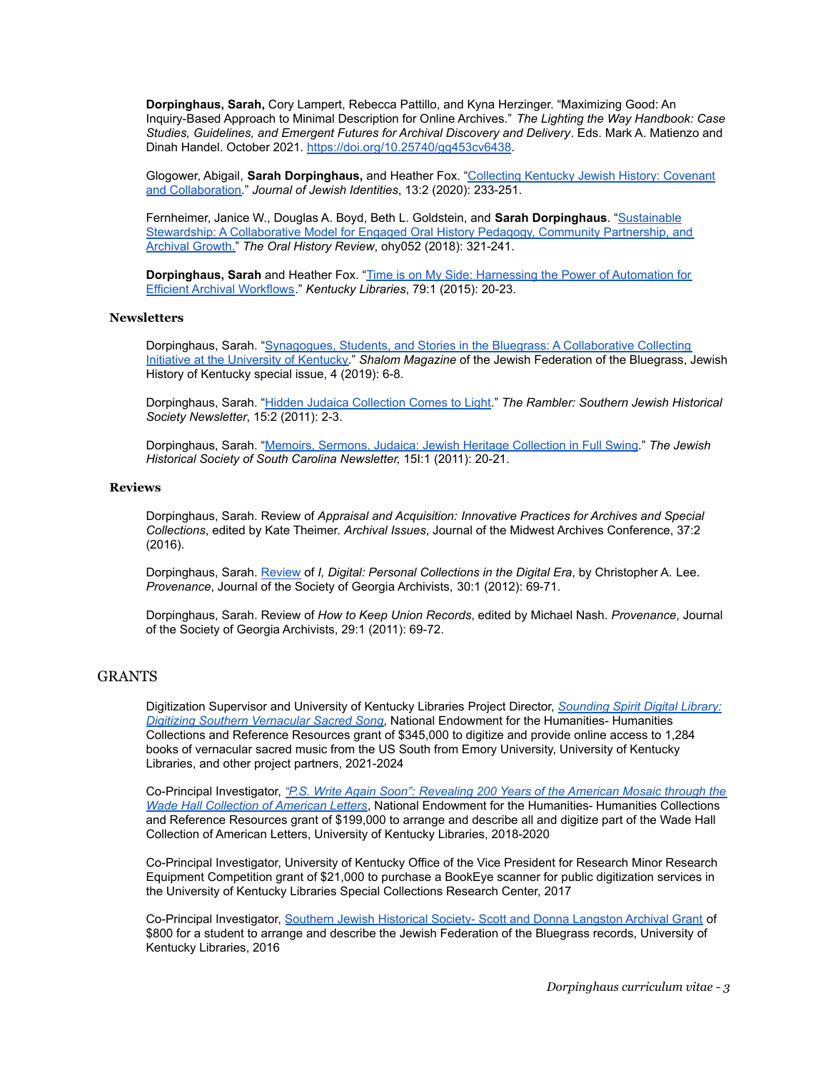**Dorpinghaus, Sarah,** Cory Lampert, Rebecca Pattillo, and Kyna Herzinger. "Maximizing Good: An Inquiry-Based Approach to Minimal Description for Online Archives." *The Lighting the Way Handbook: Case Studies, Guidelines, and Emergent Futures for Archival Discovery and Delivery*. Eds. Mark A. Matienzo and Dinah Handel. October 2021. https://doi.org/10.25740/gg453cv6438.

Glogower, Abigail, **Sarah Dorpinghaus,** and Heather Fox. "Collecting Kentucky Jewish History: Covenant and Collaboration." *Journal of Jewish Identities*, 13:2 (2020): 233-251.

Fernheimer, Janice W., Douglas A. Boyd, Beth L. Goldstein, and **Sarah Dorpinghaus**. "Sustainable Stewardship: A Collaborative Model for Engaged Oral History Pedagogy, Community Partnership, and Archival Growth." *The Oral History Review*, ohy052 (2018): 321-241.

**Dorpinghaus, Sarah** and Heather Fox. "Time is on My Side: Harnessing the Power of Automation for Efficient Archival Workflows." *Kentucky Libraries*, 79:1 (2015): 20-23.

### Newsletters

Dorpinghaus, Sarah. "Synagogues, Students, and Stories in the Bluegrass: A Collaborative Collecting Initiative at the University of Kentucky." *Shalom Magazine* of the Jewish Federation of the Bluegrass, Jewish History of Kentucky special issue, 4 (2019): 6-8.

Dorpinghaus, Sarah. "Hidden Judaica Collection Comes to Light." *The Rambler: Southern Jewish Historical Society Newsletter*, 15:2 (2011): 2-3.

Dorpinghaus, Sarah. "Memoirs, Sermons, Judaica: Jewish Heritage Collection in Full Swing." *The Jewish Historical Society of South Carolina Newsletter,* 15I:1 (2011): 20-21.

### Reviews

Dorpinghaus, Sarah. Review of *Appraisal and Acquisition: Innovative Practices for Archives and Special Collections*, edited by Kate Theimer. *Archival Issues*, Journal of the Midwest Archives Conference, 37:2 (2016).

Dorpinghaus, Sarah. Review of *I, Digital: Personal Collections in the Digital Era*, by Christopher A. Lee. *Provenance*, Journal of the Society of Georgia Archivists, 30:1 (2012): 69-71.

Dorpinghaus, Sarah. Review of *How to Keep Union Records*, edited by Michael Nash. *Provenance*, Journal of the Society of Georgia Archivists, 29:1 (2011): 69-72.

## GRANTS

Digitization Supervisor and University of Kentucky Libraries Project Director, *Sounding Spirit Digital Library: Digitizing Southern Vernacular Sacred Song*, National Endowment for the Humanities- Humanities Collections and Reference Resources grant of $345,000 to digitize and provide online access to 1,284 books of vernacular sacred music from the US South from Emory University, University of Kentucky Libraries, and other project partners, 2021-2024

Co-Principal Investigator, *"P.S. Write Again Soon": Revealing 200 Years of the American Mosaic through the Wade Hall Collection of American Letters*, National Endowment for the Humanities- Humanities Collections and Reference Resources grant of $199,000 to arrange and describe all and digitize part of the Wade Hall Collection of American Letters, University of Kentucky Libraries, 2018-2020

Co-Principal Investigator, University of Kentucky Office of the Vice President for Research Minor Research Equipment Competition grant of $21,000 to purchase a BookEye scanner for public digitization services in the University of Kentucky Libraries Special Collections Research Center, 2017

Co-Principal Investigator, Southern Jewish Historical Society- Scott and Donna Langston Archival Grant of $800 for a student to arrange and describe the Jewish Federation of the Bluegrass records, University of Kentucky Libraries, 2016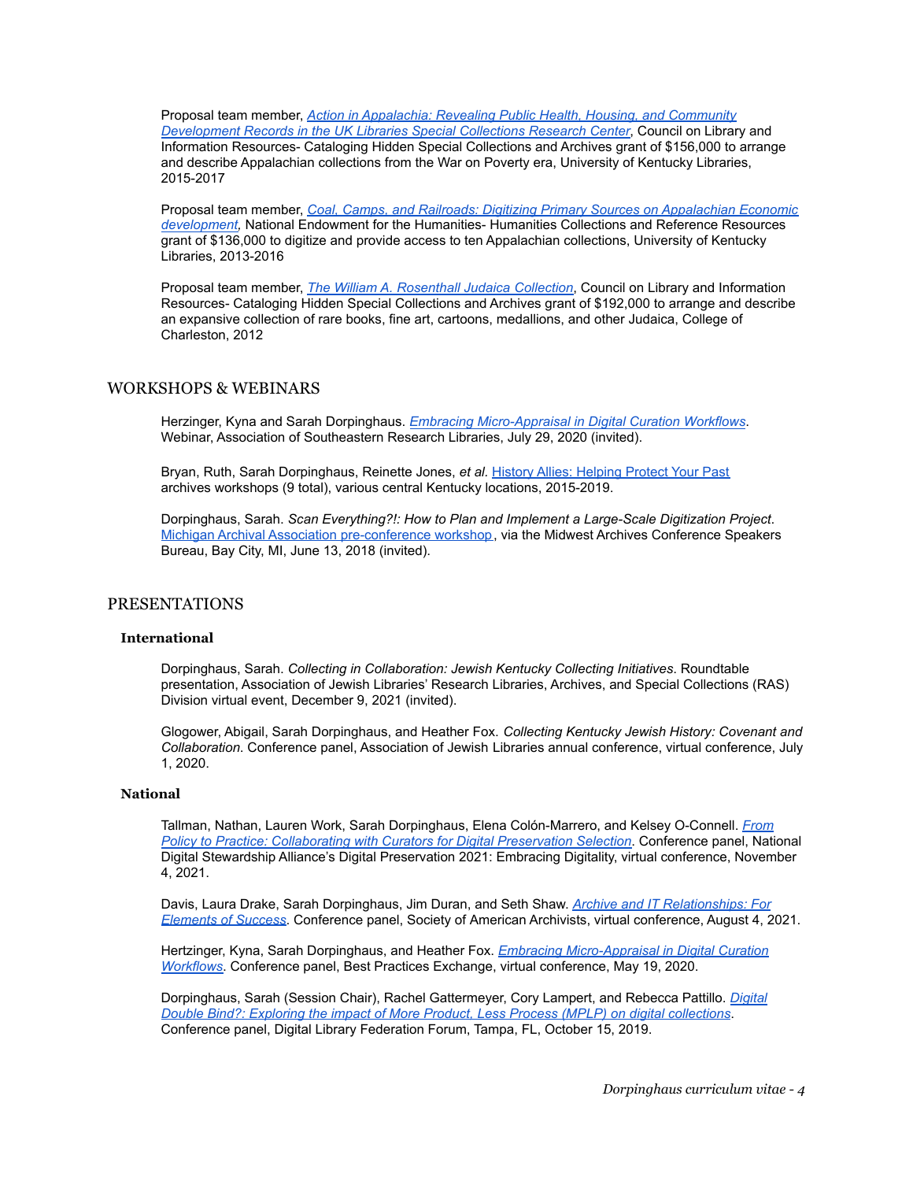Proposal team member, *Action in Appalachia: Revealing Public Health, Housing, and Community Development Records in the UK Libraries Special Collections Research Center*, Council on Library and Information Resources- Cataloging Hidden Special Collections and Archives grant of $156,000 to arrange and describe Appalachian collections from the War on Poverty era, University of Kentucky Libraries, 2015-2017

Proposal team member, *Coal, Camps, and Railroads: Digitizing Primary Sources on Appalachian Economic development*, National Endowment for the Humanities- Humanities Collections and Reference Resources grant of $136,000 to digitize and provide access to ten Appalachian collections, University of Kentucky Libraries, 2013-2016

Proposal team member, *The William A. Rosenthall Judaica Collection*, Council on Library and Information Resources- Cataloging Hidden Special Collections and Archives grant of $192,000 to arrange and describe an expansive collection of rare books, fine art, cartoons, medallions, and other Judaica, College of Charleston, 2012

## WORKSHOPS & WEBINARS

Herzinger, Kyna and Sarah Dorpinghaus. *Embracing Micro-Appraisal in Digital Curation Workflows*. Webinar, Association of Southeastern Research Libraries, July 29, 2020 (invited).

Bryan, Ruth, Sarah Dorpinghaus, Reinette Jones, *et al*. History Allies: Helping Protect Your Past archives workshops (9 total), various central Kentucky locations, 2015-2019.

Dorpinghaus, Sarah. *Scan Everything?!: How to Plan and Implement a Large-Scale Digitization Project*. Michigan Archival Association pre-conference workshop, via the Midwest Archives Conference Speakers Bureau, Bay City, MI, June 13, 2018 (invited).

## PRESENTATIONS

### International

Dorpinghaus, Sarah. *Collecting in Collaboration: Jewish Kentucky Collecting Initiatives*. Roundtable presentation, Association of Jewish Libraries' Research Libraries, Archives, and Special Collections (RAS) Division virtual event, December 9, 2021 (invited).

Glogower, Abigail, Sarah Dorpinghaus, and Heather Fox. *Collecting Kentucky Jewish History: Covenant and Collaboration*. Conference panel, Association of Jewish Libraries annual conference, virtual conference, July 1, 2020.

### National

Tallman, Nathan, Lauren Work, Sarah Dorpinghaus, Elena Colón-Marrero, and Kelsey O-Connell. *From Policy to Practice: Collaborating with Curators for Digital Preservation Selection*. Conference panel, National Digital Stewardship Alliance's Digital Preservation 2021: Embracing Digitality, virtual conference, November 4, 2021.

Davis, Laura Drake, Sarah Dorpinghaus, Jim Duran, and Seth Shaw. *Archive and IT Relationships: For Elements of Success*. Conference panel, Society of American Archivists, virtual conference, August 4, 2021.

Hertzinger, Kyna, Sarah Dorpinghaus, and Heather Fox. *Embracing Micro-Appraisal in Digital Curation Workflows*. Conference panel, Best Practices Exchange, virtual conference, May 19, 2020.

Dorpinghaus, Sarah (Session Chair), Rachel Gattermeyer, Cory Lampert, and Rebecca Pattillo. *Digital Double Bind?: Exploring the impact of More Product, Less Process (MPLP) on digital collections*. Conference panel, Digital Library Federation Forum, Tampa, FL, October 15, 2019.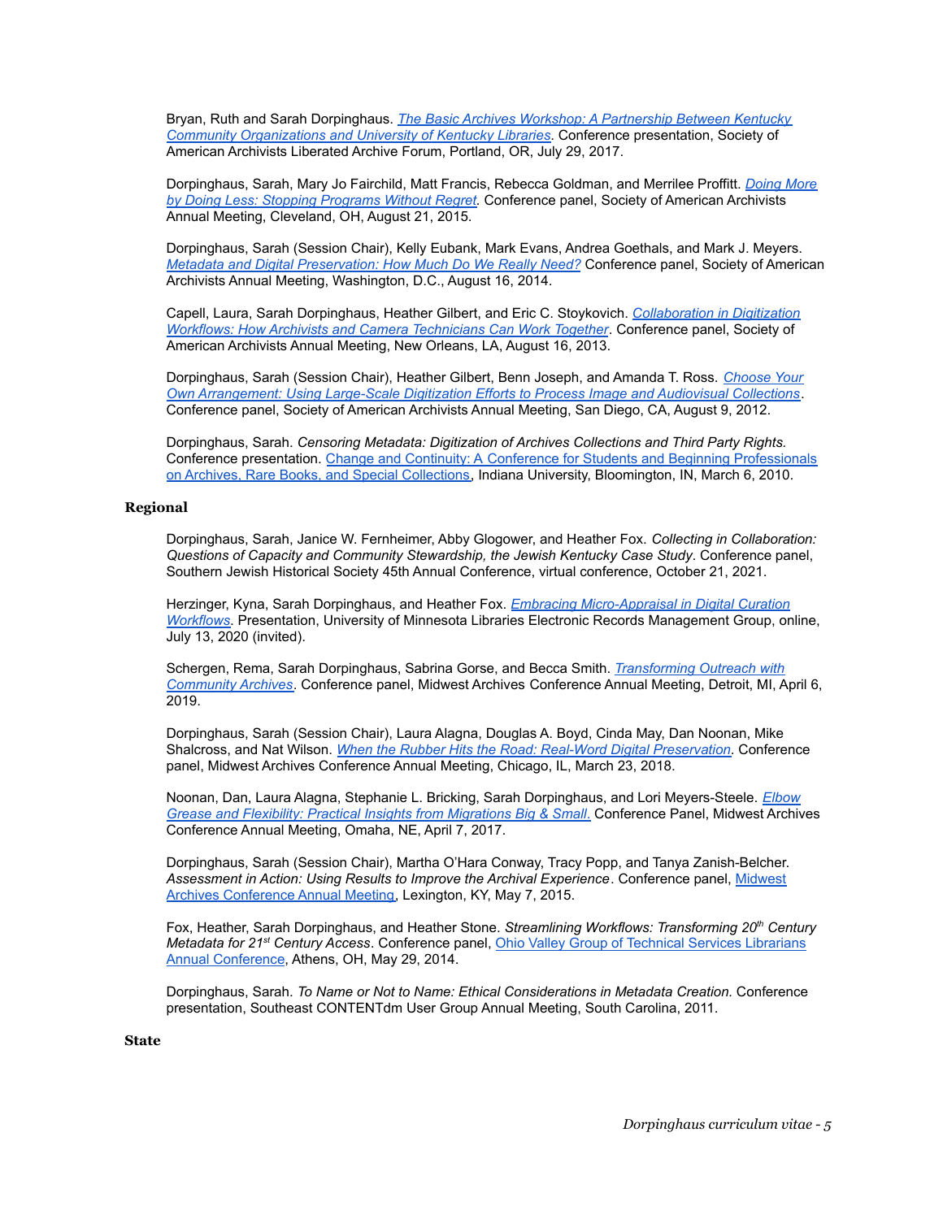Bryan, Ruth and Sarah Dorpinghaus. *The Basic Archives Workshop: A Partnership Between Kentucky Community Organizations and University of Kentucky Libraries*. Conference presentation, Society of American Archivists Liberated Archive Forum, Portland, OR, July 29, 2017.

Dorpinghaus, Sarah, Mary Jo Fairchild, Matt Francis, Rebecca Goldman, and Merrilee Proffitt. *Doing More by Doing Less: Stopping Programs Without Regret.* Conference panel, Society of American Archivists Annual Meeting, Cleveland, OH, August 21, 2015.

Dorpinghaus, Sarah (Session Chair), Kelly Eubank, Mark Evans, Andrea Goethals, and Mark J. Meyers. *Metadata and Digital Preservation: How Much Do We Really Need?* Conference panel, Society of American Archivists Annual Meeting, Washington, D.C., August 16, 2014.

Capell, Laura, Sarah Dorpinghaus, Heather Gilbert, and Eric C. Stoykovich. *Collaboration in Digitization Workflows: How Archivists and Camera Technicians Can Work Together*. Conference panel, Society of American Archivists Annual Meeting, New Orleans, LA, August 16, 2013.

Dorpinghaus, Sarah (Session Chair), Heather Gilbert, Benn Joseph, and Amanda T. Ross. *Choose Your Own Arrangement: Using Large-Scale Digitization Efforts to Process Image and Audiovisual Collections*. Conference panel, Society of American Archivists Annual Meeting, San Diego, CA, August 9, 2012.

Dorpinghaus, Sarah. *Censoring Metadata: Digitization of Archives Collections and Third Party Rights.* Conference presentation. Change and Continuity: A Conference for Students and Beginning Professionals on Archives, Rare Books, and Special Collections, Indiana University, Bloomington, IN, March 6, 2010.

### Regional

Dorpinghaus, Sarah, Janice W. Fernheimer, Abby Glogower, and Heather Fox. *Collecting in Collaboration: Questions of Capacity and Community Stewardship, the Jewish Kentucky Case Study*. Conference panel, Southern Jewish Historical Society 45th Annual Conference, virtual conference, October 21, 2021.

Herzinger, Kyna, Sarah Dorpinghaus, and Heather Fox. *Embracing Micro-Appraisal in Digital Curation Workflows*. Presentation, University of Minnesota Libraries Electronic Records Management Group, online, July 13, 2020 (invited).

Schergen, Rema, Sarah Dorpinghaus, Sabrina Gorse, and Becca Smith. *Transforming Outreach with Community Archives*. Conference panel, Midwest Archives Conference Annual Meeting, Detroit, MI, April 6, 2019.

Dorpinghaus, Sarah (Session Chair), Laura Alagna, Douglas A. Boyd, Cinda May, Dan Noonan, Mike Shalcross, and Nat Wilson. *When the Rubber Hits the Road: Real-Word Digital Preservation*. Conference panel, Midwest Archives Conference Annual Meeting, Chicago, IL, March 23, 2018.

Noonan, Dan, Laura Alagna, Stephanie L. Bricking, Sarah Dorpinghaus, and Lori Meyers-Steele. *Elbow Grease and Flexibility: Practical Insights from Migrations Big & Small.* Conference Panel, Midwest Archives Conference Annual Meeting, Omaha, NE, April 7, 2017.

Dorpinghaus, Sarah (Session Chair), Martha O'Hara Conway, Tracy Popp, and Tanya Zanish-Belcher. *Assessment in Action: Using Results to Improve the Archival Experience*. Conference panel, Midwest Archives Conference Annual Meeting, Lexington, KY, May 7, 2015.

Fox, Heather, Sarah Dorpinghaus, and Heather Stone. *Streamlining Workflows: Transforming 20th Century Metadata for 21st Century Access*. Conference panel, Ohio Valley Group of Technical Services Librarians Annual Conference, Athens, OH, May 29, 2014.

Dorpinghaus, Sarah. *To Name or Not to Name: Ethical Considerations in Metadata Creation.* Conference presentation, Southeast CONTENTdm User Group Annual Meeting, South Carolina, 2011.

### State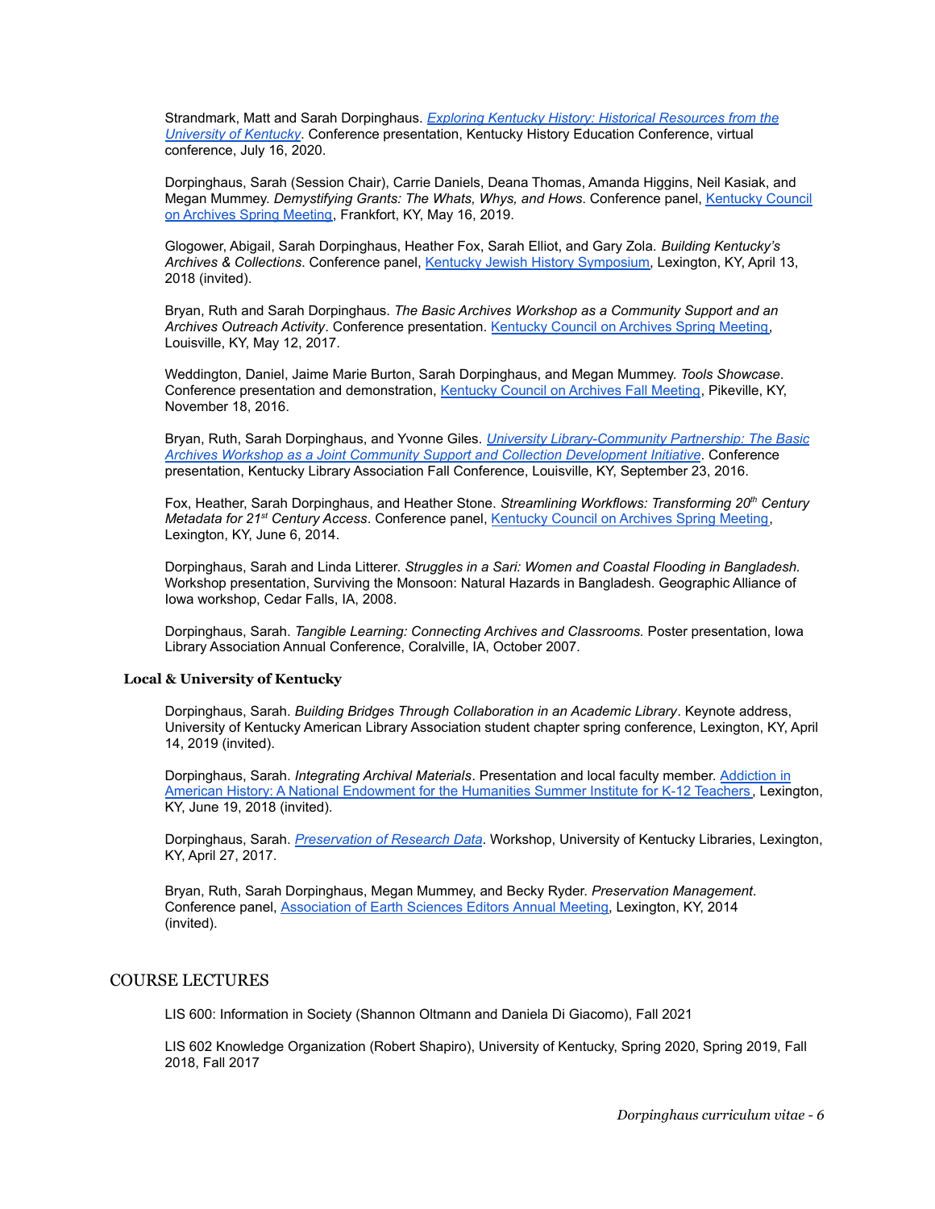Strandmark, Matt and Sarah Dorpinghaus. *Exploring Kentucky History: Historical Resources from the University of Kentucky*. Conference presentation, Kentucky History Education Conference, virtual conference, July 16, 2020.

Dorpinghaus, Sarah (Session Chair), Carrie Daniels, Deana Thomas, Amanda Higgins, Neil Kasiak, and Megan Mummey. *Demystifying Grants: The Whats, Whys, and Hows*. Conference panel, Kentucky Council on Archives Spring Meeting, Frankfort, KY, May 16, 2019.

Glogower, Abigail, Sarah Dorpinghaus, Heather Fox, Sarah Elliot, and Gary Zola. *Building Kentucky's Archives & Collections*. Conference panel, Kentucky Jewish History Symposium, Lexington, KY, April 13, 2018 (invited).

Bryan, Ruth and Sarah Dorpinghaus. *The Basic Archives Workshop as a Community Support and an Archives Outreach Activity*. Conference presentation. Kentucky Council on Archives Spring Meeting, Louisville, KY, May 12, 2017.

Weddington, Daniel, Jaime Marie Burton, Sarah Dorpinghaus, and Megan Mummey. *Tools Showcase*. Conference presentation and demonstration, Kentucky Council on Archives Fall Meeting, Pikeville, KY, November 18, 2016.

Bryan, Ruth, Sarah Dorpinghaus, and Yvonne Giles. *University Library-Community Partnership: The Basic Archives Workshop as a Joint Community Support and Collection Development Initiative*. Conference presentation, Kentucky Library Association Fall Conference, Louisville, KY, September 23, 2016.

Fox, Heather, Sarah Dorpinghaus, and Heather Stone. *Streamlining Workflows: Transforming 20th Century Metadata for 21st Century Access*. Conference panel, Kentucky Council on Archives Spring Meeting, Lexington, KY, June 6, 2014.

Dorpinghaus, Sarah and Linda Litterer. *Struggles in a Sari: Women and Coastal Flooding in Bangladesh.* Workshop presentation, Surviving the Monsoon: Natural Hazards in Bangladesh. Geographic Alliance of Iowa workshop, Cedar Falls, IA, 2008.

Dorpinghaus, Sarah. *Tangible Learning: Connecting Archives and Classrooms.* Poster presentation, Iowa Library Association Annual Conference, Coralville, IA, October 2007.

### Local & University of Kentucky

Dorpinghaus, Sarah. *Building Bridges Through Collaboration in an Academic Library*. Keynote address, University of Kentucky American Library Association student chapter spring conference, Lexington, KY, April 14, 2019 (invited).

Dorpinghaus, Sarah. *Integrating Archival Materials*. Presentation and local faculty member. Addiction in American History: A National Endowment for the Humanities Summer Institute for K-12 Teachers, Lexington, KY, June 19, 2018 (invited).

Dorpinghaus, Sarah. *Preservation of Research Data*. Workshop, University of Kentucky Libraries, Lexington, KY, April 27, 2017.

Bryan, Ruth, Sarah Dorpinghaus, Megan Mummey, and Becky Ryder. *Preservation Management*. Conference panel, Association of Earth Sciences Editors Annual Meeting, Lexington, KY, 2014 (invited).

## COURSE LECTURES

LIS 600: Information in Society (Shannon Oltmann and Daniela Di Giacomo), Fall 2021

LIS 602 Knowledge Organization (Robert Shapiro), University of Kentucky, Spring 2020, Spring 2019, Fall 2018, Fall 2017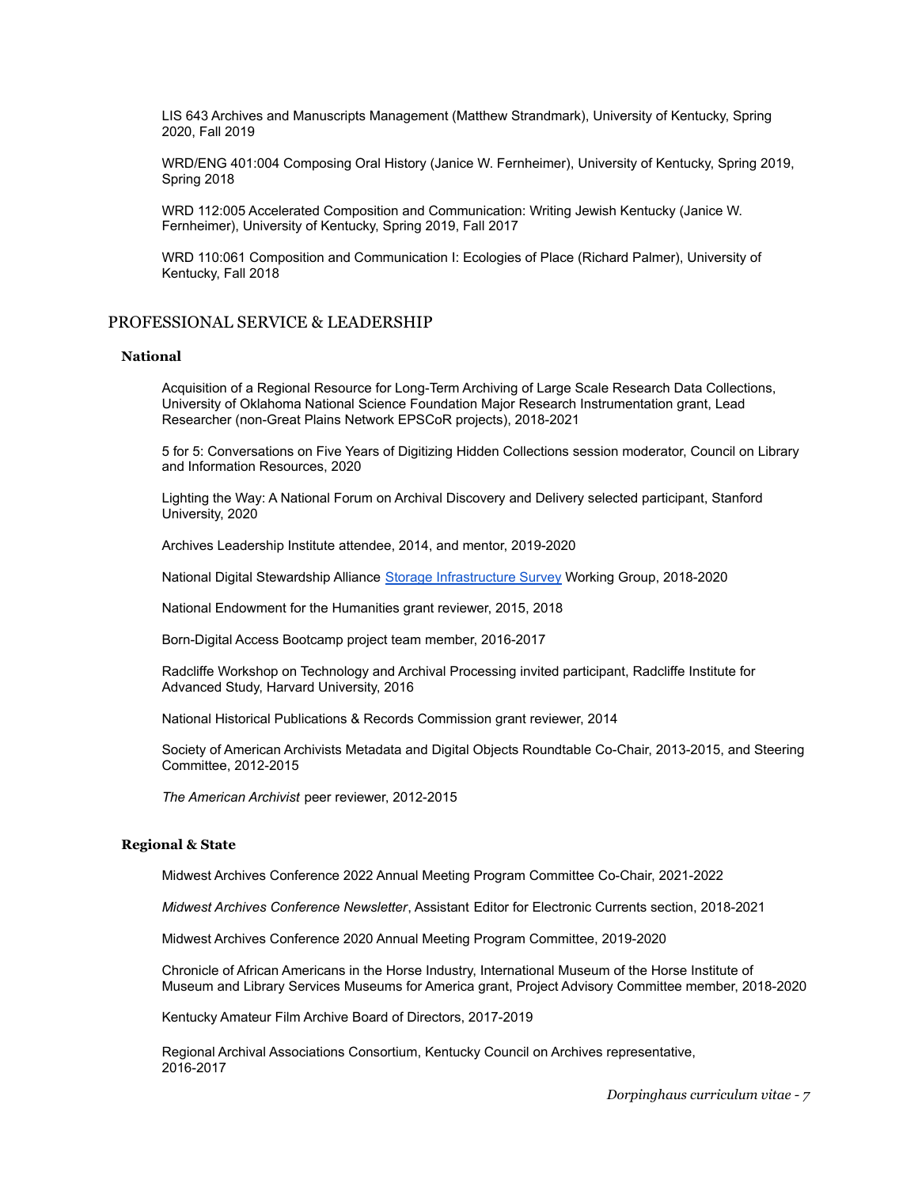LIS 643 Archives and Manuscripts Management (Matthew Strandmark), University of Kentucky, Spring 2020, Fall 2019

WRD/ENG 401:004 Composing Oral History (Janice W. Fernheimer), University of Kentucky, Spring 2019, Spring 2018

WRD 112:005 Accelerated Composition and Communication: Writing Jewish Kentucky (Janice W. Fernheimer), University of Kentucky, Spring 2019, Fall 2017

WRD 110:061 Composition and Communication I: Ecologies of Place (Richard Palmer), University of Kentucky, Fall 2018

## PROFESSIONAL SERVICE & LEADERSHIP

### National

Acquisition of a Regional Resource for Long-Term Archiving of Large Scale Research Data Collections, University of Oklahoma National Science Foundation Major Research Instrumentation grant, Lead Researcher (non-Great Plains Network EPSCoR projects), 2018-2021

5 for 5: Conversations on Five Years of Digitizing Hidden Collections session moderator, Council on Library and Information Resources, 2020

Lighting the Way: A National Forum on Archival Discovery and Delivery selected participant, Stanford University, 2020

Archives Leadership Institute attendee, 2014, and mentor, 2019-2020

National Digital Stewardship Alliance Storage Infrastructure Survey Working Group, 2018-2020

National Endowment for the Humanities grant reviewer, 2015, 2018

Born-Digital Access Bootcamp project team member, 2016-2017

Radcliffe Workshop on Technology and Archival Processing invited participant, Radcliffe Institute for Advanced Study, Harvard University, 2016

National Historical Publications & Records Commission grant reviewer, 2014

Society of American Archivists Metadata and Digital Objects Roundtable Co-Chair, 2013-2015, and Steering Committee, 2012-2015

*The American Archivist* peer reviewer, 2012-2015

### Regional & State

Midwest Archives Conference 2022 Annual Meeting Program Committee Co-Chair, 2021-2022

*Midwest Archives Conference Newsletter*, Assistant Editor for Electronic Currents section, 2018-2021

Midwest Archives Conference 2020 Annual Meeting Program Committee, 2019-2020

Chronicle of African Americans in the Horse Industry, International Museum of the Horse Institute of Museum and Library Services Museums for America grant, Project Advisory Committee member, 2018-2020

Kentucky Amateur Film Archive Board of Directors, 2017-2019

Regional Archival Associations Consortium, Kentucky Council on Archives representative, 2016-2017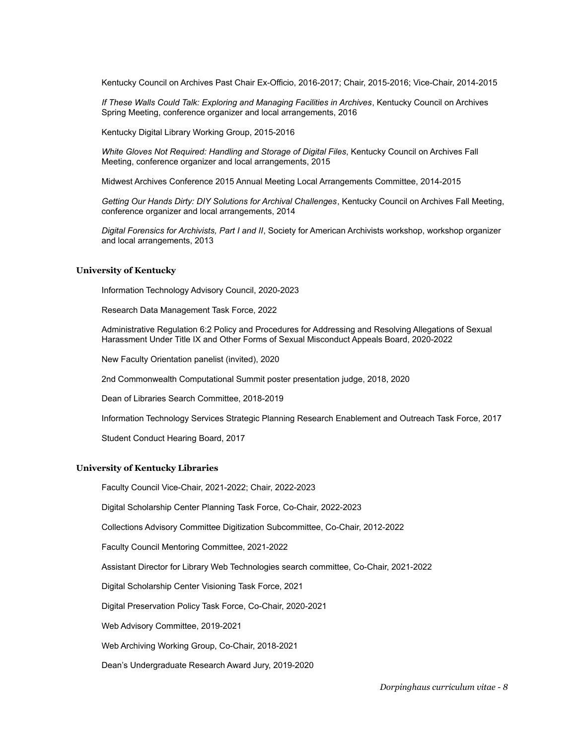Kentucky Council on Archives Past Chair Ex-Officio, 2016-2017; Chair, 2015-2016; Vice-Chair, 2014-2015

*If These Walls Could Talk: Exploring and Managing Facilities in Archives*, Kentucky Council on Archives Spring Meeting, conference organizer and local arrangements, 2016

Kentucky Digital Library Working Group, 2015-2016

*White Gloves Not Required: Handling and Storage of Digital Files*, Kentucky Council on Archives Fall Meeting, conference organizer and local arrangements, 2015

Midwest Archives Conference 2015 Annual Meeting Local Arrangements Committee, 2014-2015

*Getting Our Hands Dirty: DIY Solutions for Archival Challenges*, Kentucky Council on Archives Fall Meeting, conference organizer and local arrangements, 2014

*Digital Forensics for Archivists, Part I and II*, Society for American Archivists workshop, workshop organizer and local arrangements, 2013

**University of Kentucky**

Information Technology Advisory Council, 2020-2023

Research Data Management Task Force, 2022

Administrative Regulation 6:2 Policy and Procedures for Addressing and Resolving Allegations of Sexual Harassment Under Title IX and Other Forms of Sexual Misconduct Appeals Board, 2020-2022

New Faculty Orientation panelist (invited), 2020

2nd Commonwealth Computational Summit poster presentation judge, 2018, 2020

Dean of Libraries Search Committee, 2018-2019

Information Technology Services Strategic Planning Research Enablement and Outreach Task Force, 2017

Student Conduct Hearing Board, 2017

**University of Kentucky Libraries**

Faculty Council Vice-Chair, 2021-2022; Chair, 2022-2023

Digital Scholarship Center Planning Task Force, Co-Chair, 2022-2023

Collections Advisory Committee Digitization Subcommittee, Co-Chair, 2012-2022

Faculty Council Mentoring Committee, 2021-2022

Assistant Director for Library Web Technologies search committee, Co-Chair, 2021-2022

Digital Scholarship Center Visioning Task Force, 2021

Digital Preservation Policy Task Force, Co-Chair, 2020-2021

Web Advisory Committee, 2019-2021

Web Archiving Working Group, Co-Chair, 2018-2021

Dean's Undergraduate Research Award Jury, 2019-2020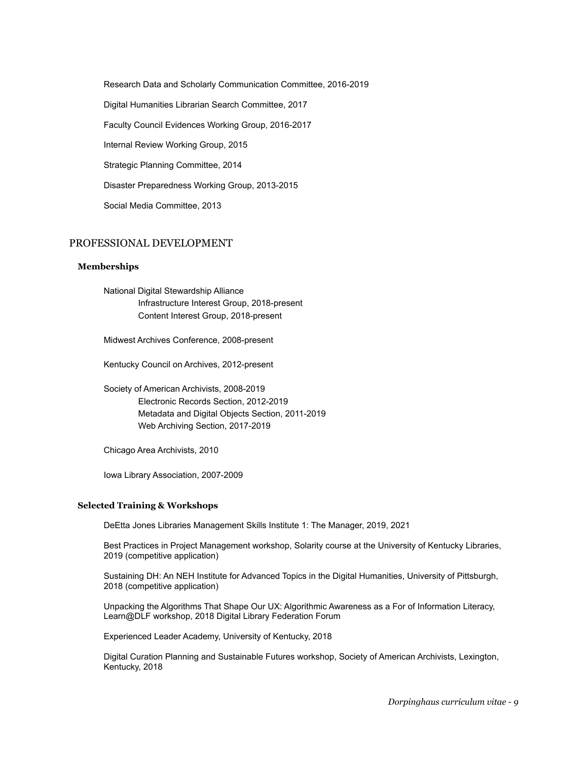Research Data and Scholarly Communication Committee, 2016-2019

Digital Humanities Librarian Search Committee, 2017

Faculty Council Evidences Working Group, 2016-2017

Internal Review Working Group, 2015

Strategic Planning Committee, 2014

Disaster Preparedness Working Group, 2013-2015

Social Media Committee, 2013

## PROFESSIONAL DEVELOPMENT

### Memberships

National Digital Stewardship Alliance
- Infrastructure Interest Group, 2018-present
- Content Interest Group, 2018-present

Midwest Archives Conference, 2008-present

Kentucky Council on Archives, 2012-present

Society of American Archivists, 2008-2019
- Electronic Records Section, 2012-2019
- Metadata and Digital Objects Section, 2011-2019
- Web Archiving Section, 2017-2019

Chicago Area Archivists, 2010

Iowa Library Association, 2007-2009

### Selected Training & Workshops

DeEtta Jones Libraries Management Skills Institute 1: The Manager, 2019, 2021

Best Practices in Project Management workshop, Solarity course at the University of Kentucky Libraries, 2019 (competitive application)

Sustaining DH: An NEH Institute for Advanced Topics in the Digital Humanities, University of Pittsburgh, 2018 (competitive application)

Unpacking the Algorithms That Shape Our UX: Algorithmic Awareness as a For of Information Literacy, Learn@DLF workshop, 2018 Digital Library Federation Forum

Experienced Leader Academy, University of Kentucky, 2018

Digital Curation Planning and Sustainable Futures workshop, Society of American Archivists, Lexington, Kentucky, 2018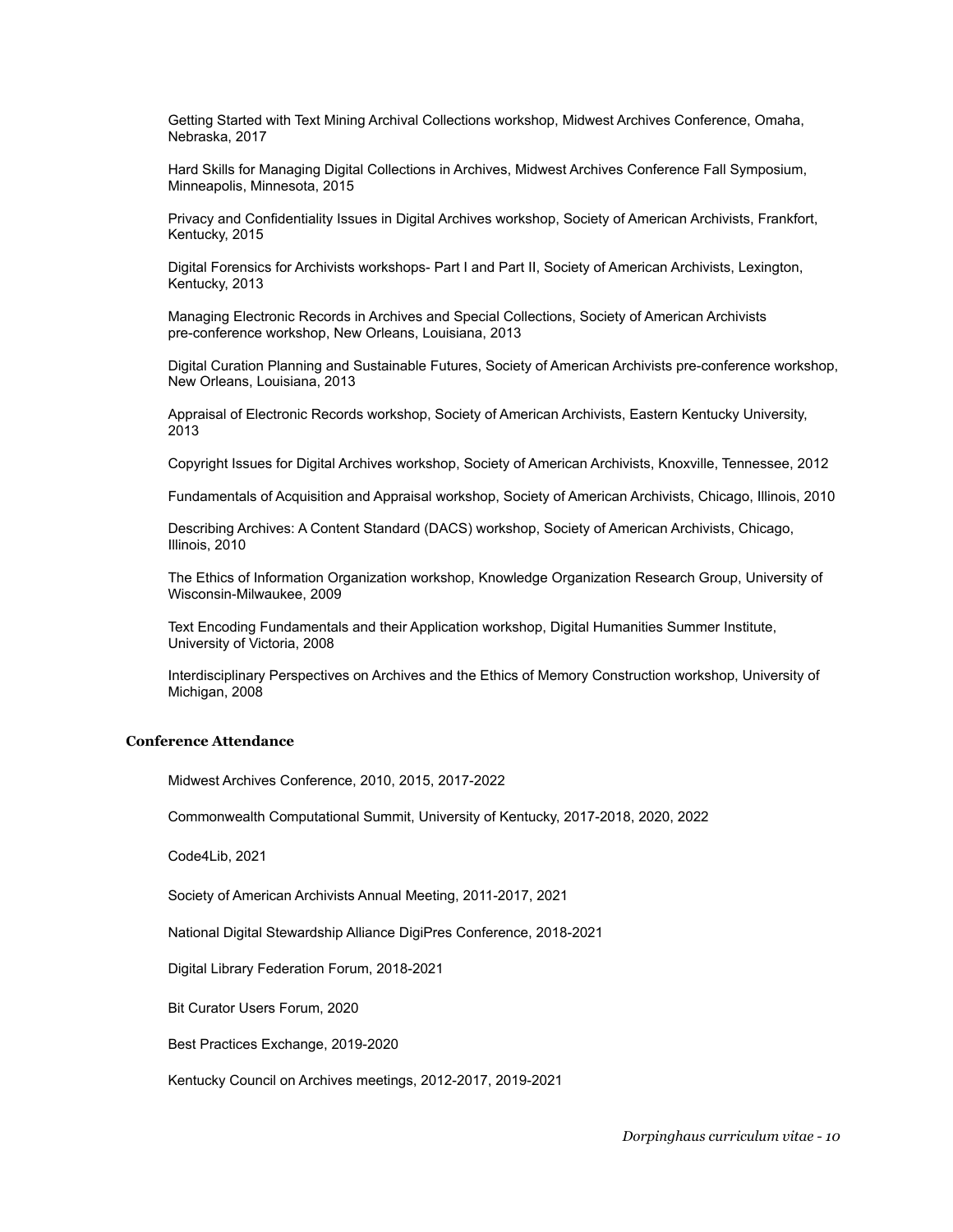Getting Started with Text Mining Archival Collections workshop, Midwest Archives Conference, Omaha, Nebraska, 2017

Hard Skills for Managing Digital Collections in Archives, Midwest Archives Conference Fall Symposium, Minneapolis, Minnesota, 2015

Privacy and Confidentiality Issues in Digital Archives workshop, Society of American Archivists, Frankfort, Kentucky, 2015

Digital Forensics for Archivists workshops- Part I and Part II, Society of American Archivists, Lexington, Kentucky, 2013

Managing Electronic Records in Archives and Special Collections, Society of American Archivists pre-conference workshop, New Orleans, Louisiana, 2013

Digital Curation Planning and Sustainable Futures, Society of American Archivists pre-conference workshop, New Orleans, Louisiana, 2013

Appraisal of Electronic Records workshop, Society of American Archivists, Eastern Kentucky University, 2013

Copyright Issues for Digital Archives workshop, Society of American Archivists, Knoxville, Tennessee, 2012

Fundamentals of Acquisition and Appraisal workshop, Society of American Archivists, Chicago, Illinois, 2010

Describing Archives: A Content Standard (DACS) workshop, Society of American Archivists, Chicago, Illinois, 2010

The Ethics of Information Organization workshop, Knowledge Organization Research Group, University of Wisconsin-Milwaukee, 2009

Text Encoding Fundamentals and their Application workshop, Digital Humanities Summer Institute, University of Victoria, 2008

Interdisciplinary Perspectives on Archives and the Ethics of Memory Construction workshop, University of Michigan, 2008

### Conference Attendance

Midwest Archives Conference, 2010, 2015, 2017-2022

Commonwealth Computational Summit, University of Kentucky, 2017-2018, 2020, 2022

Code4Lib, 2021

Society of American Archivists Annual Meeting, 2011-2017, 2021

National Digital Stewardship Alliance DigiPres Conference, 2018-2021

Digital Library Federation Forum, 2018-2021

Bit Curator Users Forum, 2020

Best Practices Exchange, 2019-2020

Kentucky Council on Archives meetings, 2012-2017, 2019-2021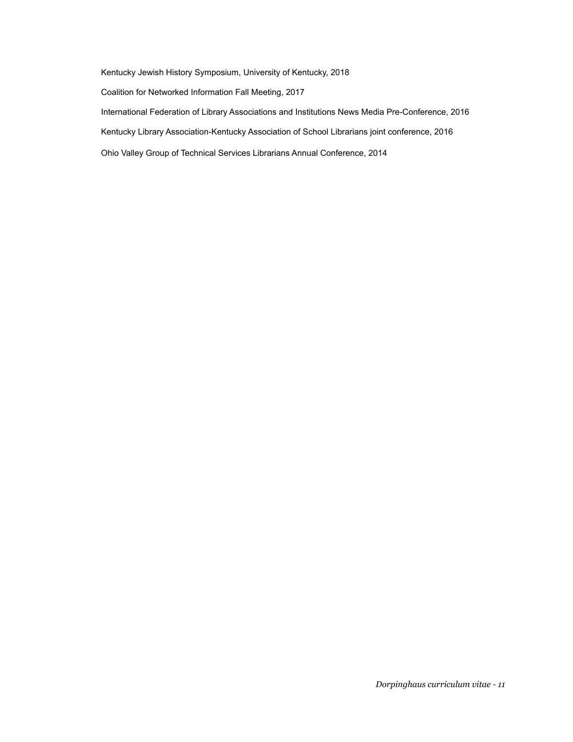Kentucky Jewish History Symposium, University of Kentucky, 2018

Coalition for Networked Information Fall Meeting, 2017

International Federation of Library Associations and Institutions News Media Pre-Conference, 2016

Kentucky Library Association-Kentucky Association of School Librarians joint conference, 2016

Ohio Valley Group of Technical Services Librarians Annual Conference, 2014